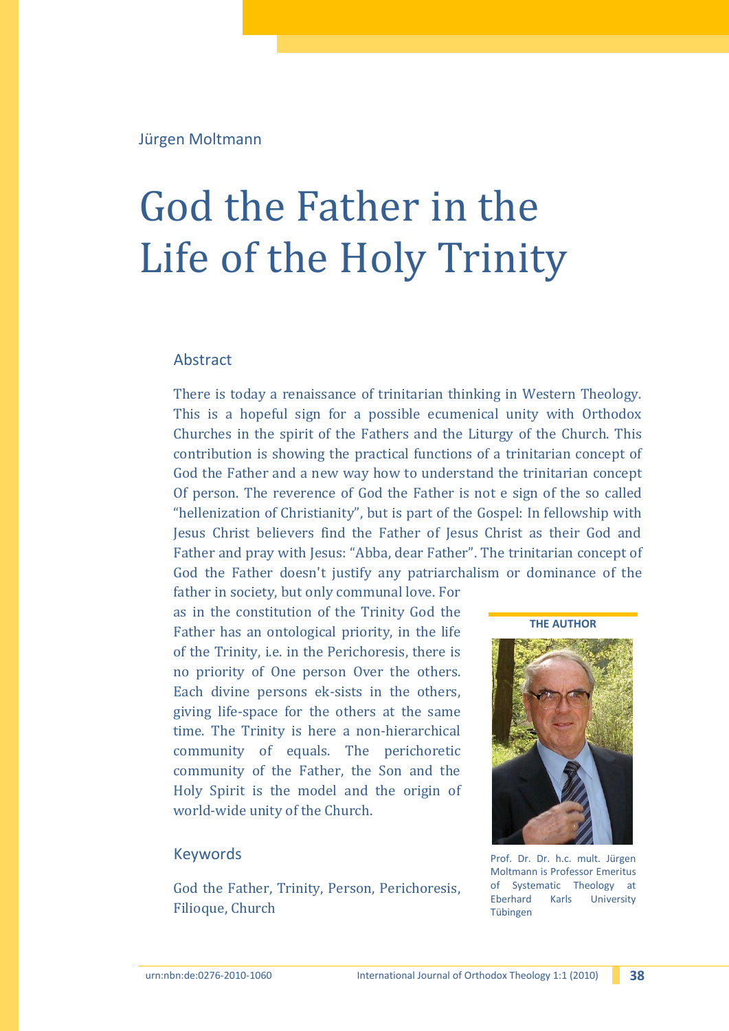Jürgen Moltmann

# God the Father in the Life of the Holy Trinity

## Abstract

There is today a renaissance of trinitarian thinking in Western Theology. This is a hopeful sign for a possible ecumenical unity with Orthodox Churches in the spirit of the Fathers and the Liturgy of the Church. This contribution is showing the practical functions of a trinitarian concept of God the Father and a new way how to understand the trinitarian concept Of person. The reverence of God the Father is not e sign of the so called "hellenization of Christianity", but is part of the Gospel: In fellowship with Jesus Christ believers find the Father of Jesus Christ as their God and Father and pray with Jesus: "Abba, dear Father". The trinitarian concept of God the Father doesn't justify any patriarchalism or dominance of the father in society, but only communal love. For as in the constitution of the Trinity God the Father has an ontological priority, in the life of the Trinity, i.e. in the Perichoresis, there is no priority of One person Over the others. Each divine persons ek-sists in the others, giving life-space for the others at the same time. The Trinity is here a non-hierarchical community of equals. The perichoretic community of the Father, the Son and the Holy Spirit is the model and the origin of world-wide unity of the Church.

## Keywords

God the Father, Trinity, Person, Perichoresis, Filioque, Church

**THE AUTHOR**

Prof. Dr. Dr. h.c. mult. Jürgen Moltmann is Professor Emeritus of Systematic Theology at Eberhard Karls University Tübingen

urn:nbn:de:0276-2010-1060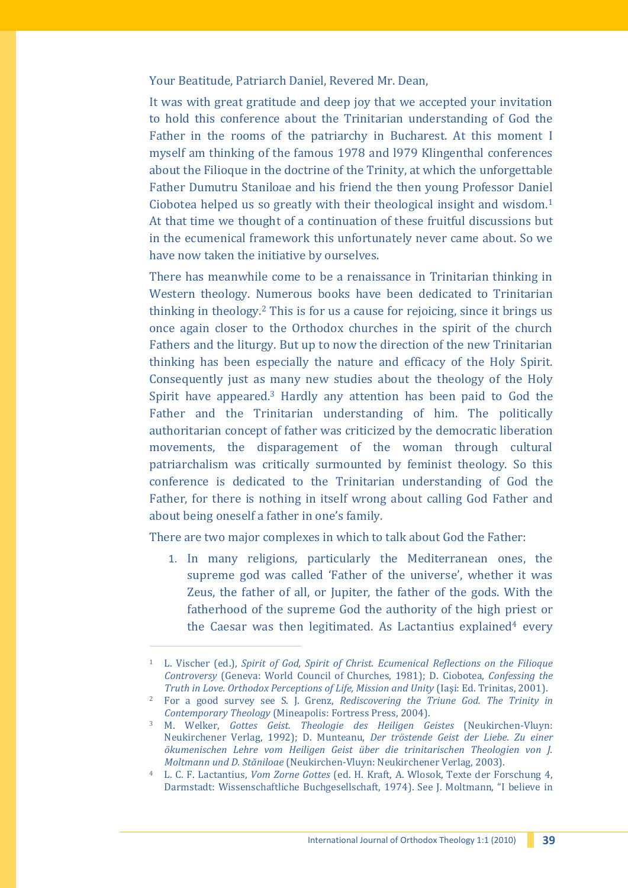Your Beatitude, Patriarch Daniel, Revered Mr. Dean,

It was with great gratitude and deep joy that we accepted your invitation to hold this conference about the Trinitarian understanding of God the Father in the rooms of the patriarchy in Bucharest. At this moment I myself am thinking of the famous 1978 and l979 Klingenthal conferences about the Filioque in the doctrine of the Trinity, at which the unforgettable Father Dumutru Staniloae and his friend the then young Professor Daniel Ciobotea helped us so greatly with their theological insight and wisdom.[1] At that time we thought of a continuation of these fruitful discussions but in the ecumenical framework this unfortunately never came about. So we have now taken the initiative by ourselves.

There has meanwhile come to be a renaissance in Trinitarian thinking in Western theology. Numerous books have been dedicated to Trinitarian thinking in theology.[2] This is for us a cause for rejoicing, since it brings us once again closer to the Orthodox churches in the spirit of the church Fathers and the liturgy. But up to now the direction of the new Trinitarian thinking has been especially the nature and efficacy of the Holy Spirit. Consequently just as many new studies about the theology of the Holy Spirit have appeared.[3] Hardly any attention has been paid to God the Father and the Trinitarian understanding of him. The politically authoritarian concept of father was criticized by the democratic liberation movements, the disparagement of the woman through cultural patriarchalism was critically surmounted by feminist theology. So this conference is dedicated to the Trinitarian understanding of God the Father, for there is nothing in itself wrong about calling God Father and about being oneself a father in one's family.

There are two major complexes in which to talk about God the Father:

1. In many religions, particularly the Mediterranean ones, the supreme god was called 'Father of the universe', whether it was Zeus, the father of all, or Jupiter, the father of the gods. With the fatherhood of the supreme God the authority of the high priest or the Caesar was then legitimated. As Lactantius explained[4] every

---

[1] L. Vischer (ed.), *Spirit of God, Spirit of Christ. Ecumenical Reflections on the Filioque Controversy* (Geneva: World Council of Churches, 1981); D. Ciobotea, *Confessing the Truth in Love. Orthodox Perceptions of Life, Mission and Unity* (Iaşi: Ed. Trinitas, 2001).

[2] For a good survey see S. J. Grenz, *Rediscovering the Triune God. The Trinity in Contemporary Theology* (Mineapolis: Fortress Press, 2004).

[3] M. Welker, *Gottes Geist. Theologie des Heiligen Geistes* (Neukirchen-Vluyn: Neukirchener Verlag, 1992); D. Munteanu, *Der tröstende Geist der Liebe. Zu einer ökumenischen Lehre vom Heiligen Geist über die trinitarischen Theologien von J. Moltmann und D. Stăniloae* (Neukirchen-Vluyn: Neukirchener Verlag, 2003).

[4] L. C. F. Lactantius, *Vom Zorne Gottes* (ed. H. Kraft, A. Wlosok, Texte der Forschung 4, Darmstadt: Wissenschaftliche Buchgesellschaft, 1974). See J. Moltmann, "I believe in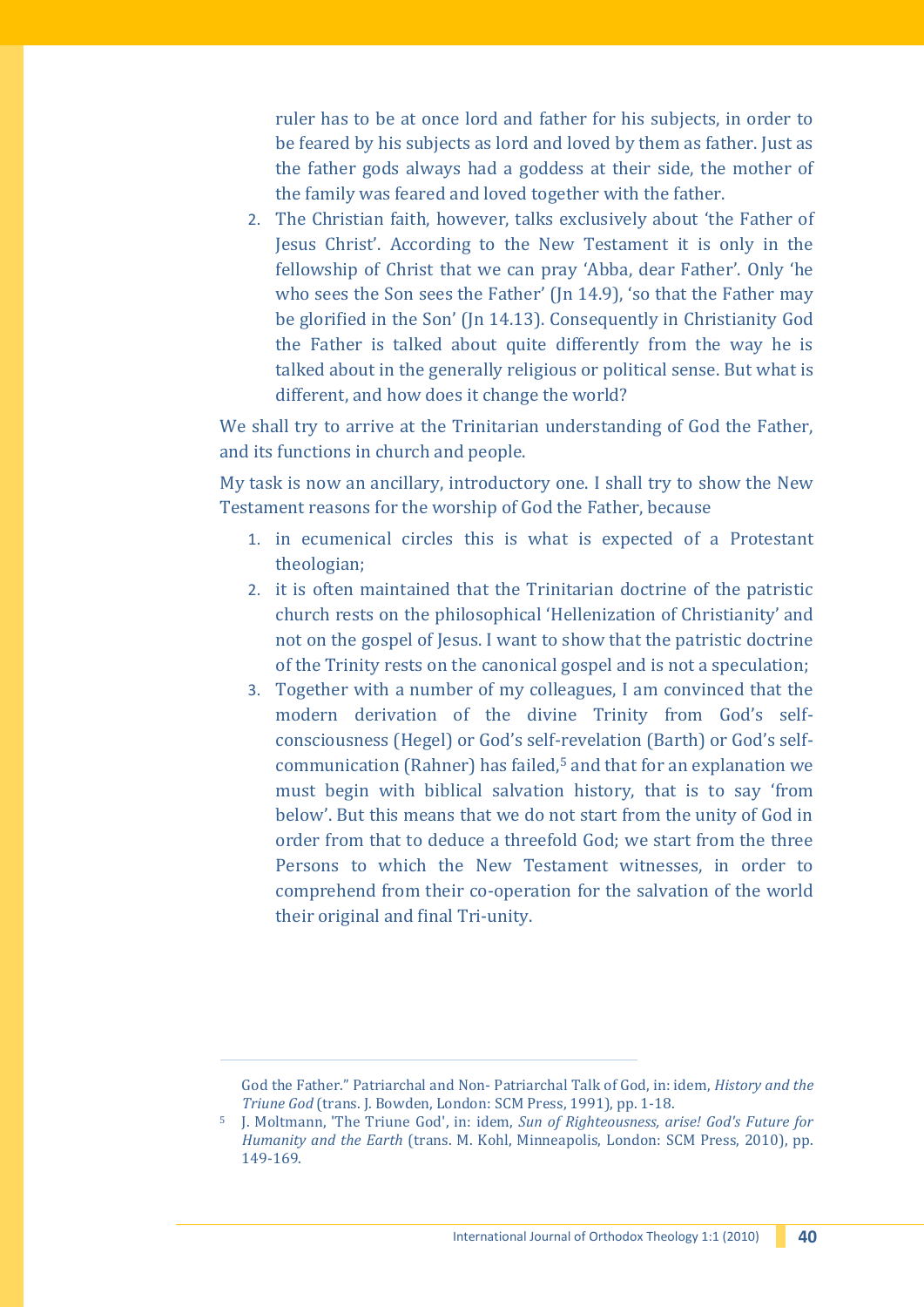ruler has to be at once lord and father for his subjects, in order to be feared by his subjects as lord and loved by them as father. Just as the father gods always had a goddess at their side, the mother of the family was feared and loved together with the father.

2. The Christian faith, however, talks exclusively about 'the Father of Jesus Christ'. According to the New Testament it is only in the fellowship of Christ that we can pray 'Abba, dear Father'. Only 'he who sees the Son sees the Father' (Jn 14.9), 'so that the Father may be glorified in the Son' (Jn 14.13). Consequently in Christianity God the Father is talked about quite differently from the way he is talked about in the generally religious or political sense. But what is different, and how does it change the world?

We shall try to arrive at the Trinitarian understanding of God the Father, and its functions in church and people.

My task is now an ancillary, introductory one. I shall try to show the New Testament reasons for the worship of God the Father, because

1. in ecumenical circles this is what is expected of a Protestant theologian;
2. it is often maintained that the Trinitarian doctrine of the patristic church rests on the philosophical 'Hellenization of Christianity' and not on the gospel of Jesus. I want to show that the patristic doctrine of the Trinity rests on the canonical gospel and is not a speculation;
3. Together with a number of my colleagues, I am convinced that the modern derivation of the divine Trinity from God's self-consciousness (Hegel) or God's self-revelation (Barth) or God's self-communication (Rahner) has failed,[5] and that for an explanation we must begin with biblical salvation history, that is to say 'from below'. But this means that we do not start from the unity of God in order from that to deduce a threefold God; we start from the three Persons to which the New Testament witnesses, in order to comprehend from their co-operation for the salvation of the world their original and final Tri-unity.

---

God the Father." Patriarchal and Non- Patriarchal Talk of God, in: idem, *History and the Triune God* (trans. J. Bowden, London: SCM Press, 1991), pp. 1-18.

[5] J. Moltmann, 'The Triune God', in: idem, *Sun of Righteousness, arise! God's Future for Humanity and the Earth* (trans. M. Kohl, Minneapolis, London: SCM Press, 2010), pp. 149-169.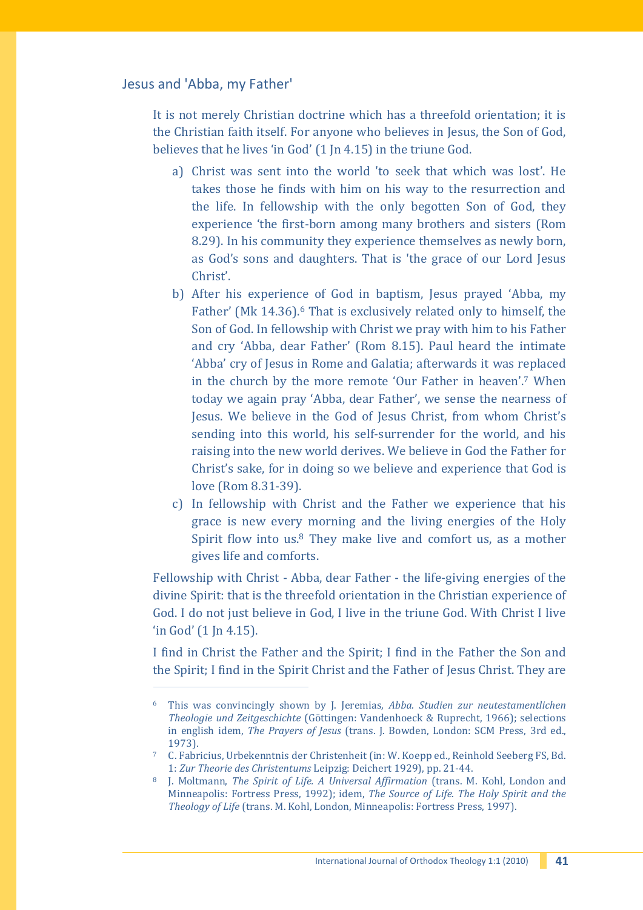## Jesus and 'Abba, my Father'

It is not merely Christian doctrine which has a threefold orientation; it is the Christian faith itself. For anyone who believes in Jesus, the Son of God, believes that he lives 'in God' (1 Jn 4.15) in the triune God.

a) Christ was sent into the world 'to seek that which was lost'. He takes those he finds with him on his way to the resurrection and the life. In fellowship with the only begotten Son of God, they experience 'the first-born among many brothers and sisters (Rom 8.29). In his community they experience themselves as newly born, as God's sons and daughters. That is 'the grace of our Lord Jesus Christ'.
b) After his experience of God in baptism, Jesus prayed 'Abba, my Father' (Mk 14.36).[6] That is exclusively related only to himself, the Son of God. In fellowship with Christ we pray with him to his Father and cry 'Abba, dear Father' (Rom 8.15). Paul heard the intimate 'Abba' cry of Jesus in Rome and Galatia; afterwards it was replaced in the church by the more remote 'Our Father in heaven'.[7] When today we again pray 'Abba, dear Father', we sense the nearness of Jesus. We believe in the God of Jesus Christ, from whom Christ's sending into this world, his self-surrender for the world, and his raising into the new world derives. We believe in God the Father for Christ's sake, for in doing so we believe and experience that God is love (Rom 8.31-39).
c) In fellowship with Christ and the Father we experience that his grace is new every morning and the living energies of the Holy Spirit flow into us.[8] They make live and comfort us, as a mother gives life and comforts.

Fellowship with Christ - Abba, dear Father - the life-giving energies of the divine Spirit: that is the threefold orientation in the Christian experience of God. I do not just believe in God, I live in the triune God. With Christ I live 'in God' (1 Jn 4.15).

I find in Christ the Father and the Spirit; I find in the Father the Son and the Spirit; I find in the Spirit Christ and the Father of Jesus Christ. They are

---

[6] This was convincingly shown by J. Jeremias, *Abba. Studien zur neutestamentlichen Theologie und Zeitgeschichte* (Göttingen: Vandenhoeck & Ruprecht, 1966); selections in english idem, *The Prayers of Jesus* (trans. J. Bowden, London: SCM Press, 3rd ed., 1973).

[7] C. Fabricius, Urbekenntnis der Christenheit (in: W. Koepp ed., Reinhold Seeberg FS, Bd. 1: *Zur Theorie des Christentums* Leipzig: Deichert 1929), pp. 21-44.

[8] J. Moltmann, *The Spirit of Life. A Universal Affirmation* (trans. M. Kohl, London and Minneapolis: Fortress Press, 1992); idem, *The Source of Life. The Holy Spirit and the Theology of Life* (trans. M. Kohl, London, Minneapolis: Fortress Press, 1997).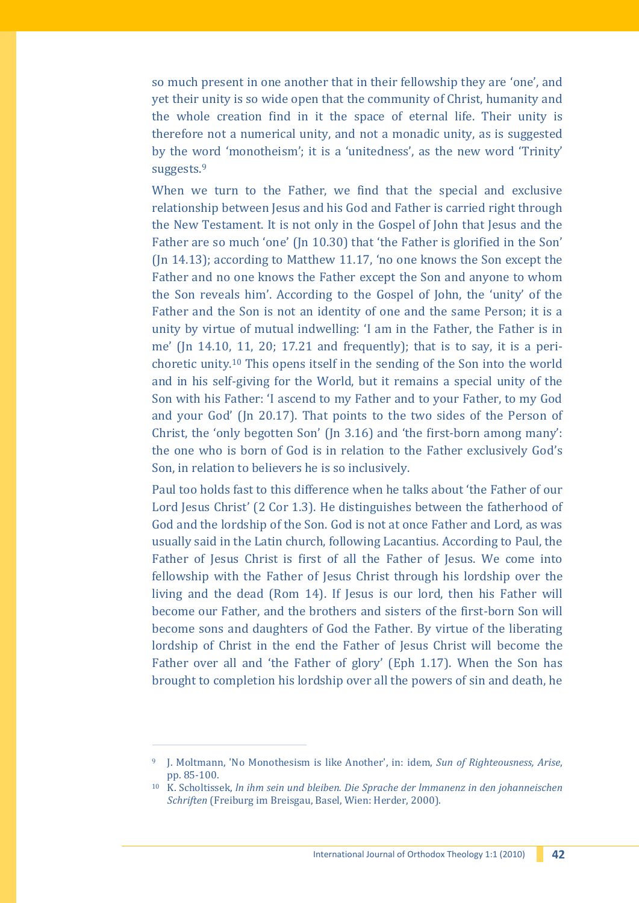so much present in one another that in their fellowship they are 'one', and yet their unity is so wide open that the community of Christ, humanity and the whole creation find in it the space of eternal life. Their unity is therefore not a numerical unity, and not a monadic unity, as is suggested by the word 'monotheism'; it is a 'unitedness', as the new word 'Trinity' suggests.[9]

When we turn to the Father, we find that the special and exclusive relationship between Jesus and his God and Father is carried right through the New Testament. It is not only in the Gospel of John that Jesus and the Father are so much 'one' (Jn 10.30) that 'the Father is glorified in the Son' (Jn 14.13); according to Matthew 11.17, 'no one knows the Son except the Father and no one knows the Father except the Son and anyone to whom the Son reveals him'. According to the Gospel of John, the 'unity' of the Father and the Son is not an identity of one and the same Person; it is a unity by virtue of mutual indwelling: 'I am in the Father, the Father is in me' (Jn 14.10, 11, 20; 17.21 and frequently); that is to say, it is a perichoretic unity.[10] This opens itself in the sending of the Son into the world and in his self-giving for the World, but it remains a special unity of the Son with his Father: 'I ascend to my Father and to your Father, to my God and your God' (Jn 20.17). That points to the two sides of the Person of Christ, the 'only begotten Son' (Jn 3.16) and 'the first-born among many': the one who is born of God is in relation to the Father exclusively God's Son, in relation to believers he is so inclusively.

Paul too holds fast to this difference when he talks about 'the Father of our Lord Jesus Christ' (2 Cor 1.3). He distinguishes between the fatherhood of God and the lordship of the Son. God is not at once Father and Lord, as was usually said in the Latin church, following Lacantius. According to Paul, the Father of Jesus Christ is first of all the Father of Jesus. We come into fellowship with the Father of Jesus Christ through his lordship over the living and the dead (Rom 14). If Jesus is our lord, then his Father will become our Father, and the brothers and sisters of the first-born Son will become sons and daughters of God the Father. By virtue of the liberating lordship of Christ in the end the Father of Jesus Christ will become the Father over all and 'the Father of glory' (Eph 1.17). When the Son has brought to completion his lordship over all the powers of sin and death, he

---

[9] J. Moltmann, 'No Monothesism is like Another', in: idem, *Sun of Righteousness, Arise*, pp. 85-100.

[10] K. Scholtissek, *In ihm sein und bleiben. Die Sprache der lmmanenz in den johanneischen Schriften* (Freiburg im Breisgau, Basel, Wien: Herder, 2000).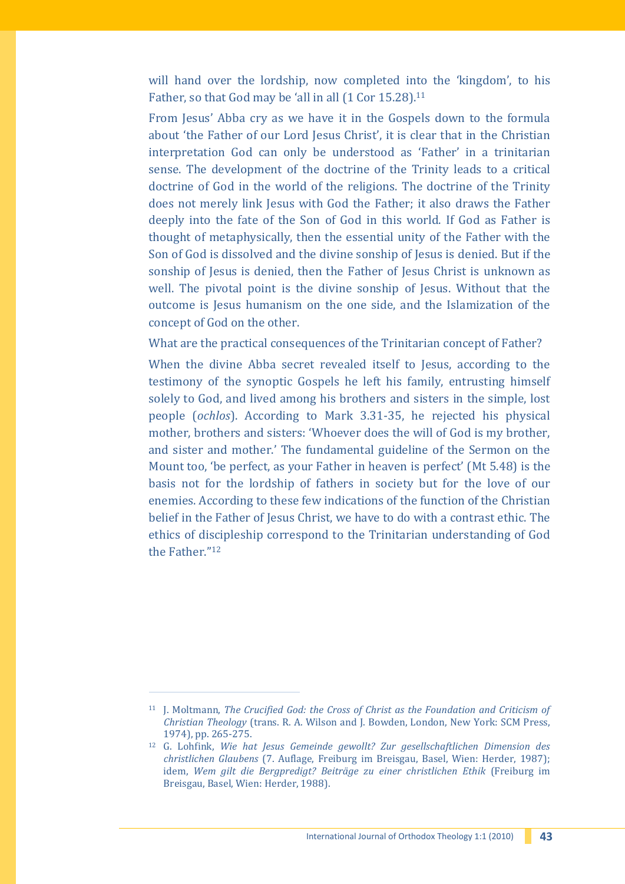will hand over the lordship, now completed into the 'kingdom', to his Father, so that God may be 'all in all (1 Cor 15.28).[11]

From Jesus' Abba cry as we have it in the Gospels down to the formula about 'the Father of our Lord Jesus Christ', it is clear that in the Christian interpretation God can only be understood as 'Father' in a trinitarian sense. The development of the doctrine of the Trinity leads to a critical doctrine of God in the world of the religions. The doctrine of the Trinity does not merely link Jesus with God the Father; it also draws the Father deeply into the fate of the Son of God in this world. If God as Father is thought of metaphysically, then the essential unity of the Father with the Son of God is dissolved and the divine sonship of Jesus is denied. But if the sonship of Jesus is denied, then the Father of Jesus Christ is unknown as well. The pivotal point is the divine sonship of Jesus. Without that the outcome is Jesus humanism on the one side, and the Islamization of the concept of God on the other.

What are the practical consequences of the Trinitarian concept of Father?

When the divine Abba secret revealed itself to Jesus, according to the testimony of the synoptic Gospels he left his family, entrusting himself solely to God, and lived among his brothers and sisters in the simple, lost people (*ochlos*). According to Mark 3.31-35, he rejected his physical mother, brothers and sisters: 'Whoever does the will of God is my brother, and sister and mother.' The fundamental guideline of the Sermon on the Mount too, 'be perfect, as your Father in heaven is perfect' (Mt 5.48) is the basis not for the lordship of fathers in society but for the love of our enemies. According to these few indications of the function of the Christian belief in the Father of Jesus Christ, we have to do with a contrast ethic. The ethics of discipleship correspond to the Trinitarian understanding of God the Father."[12]

---

[11] J. Moltmann, *The Crucified God: the Cross of Christ as the Foundation and Criticism of Christian Theology* (trans. R. A. Wilson and J. Bowden, London, New York: SCM Press, 1974), pp. 265-275.

[12] G. Lohfink, *Wie hat Jesus Gemeinde gewollt? Zur gesellschaftlichen Dimension des christlichen Glaubens* (7. Auflage, Freiburg im Breisgau, Basel, Wien: Herder, 1987); idem, *Wem gilt die Bergpredigt? Beiträge zu einer christlichen Ethik* (Freiburg im Breisgau, Basel, Wien: Herder, 1988).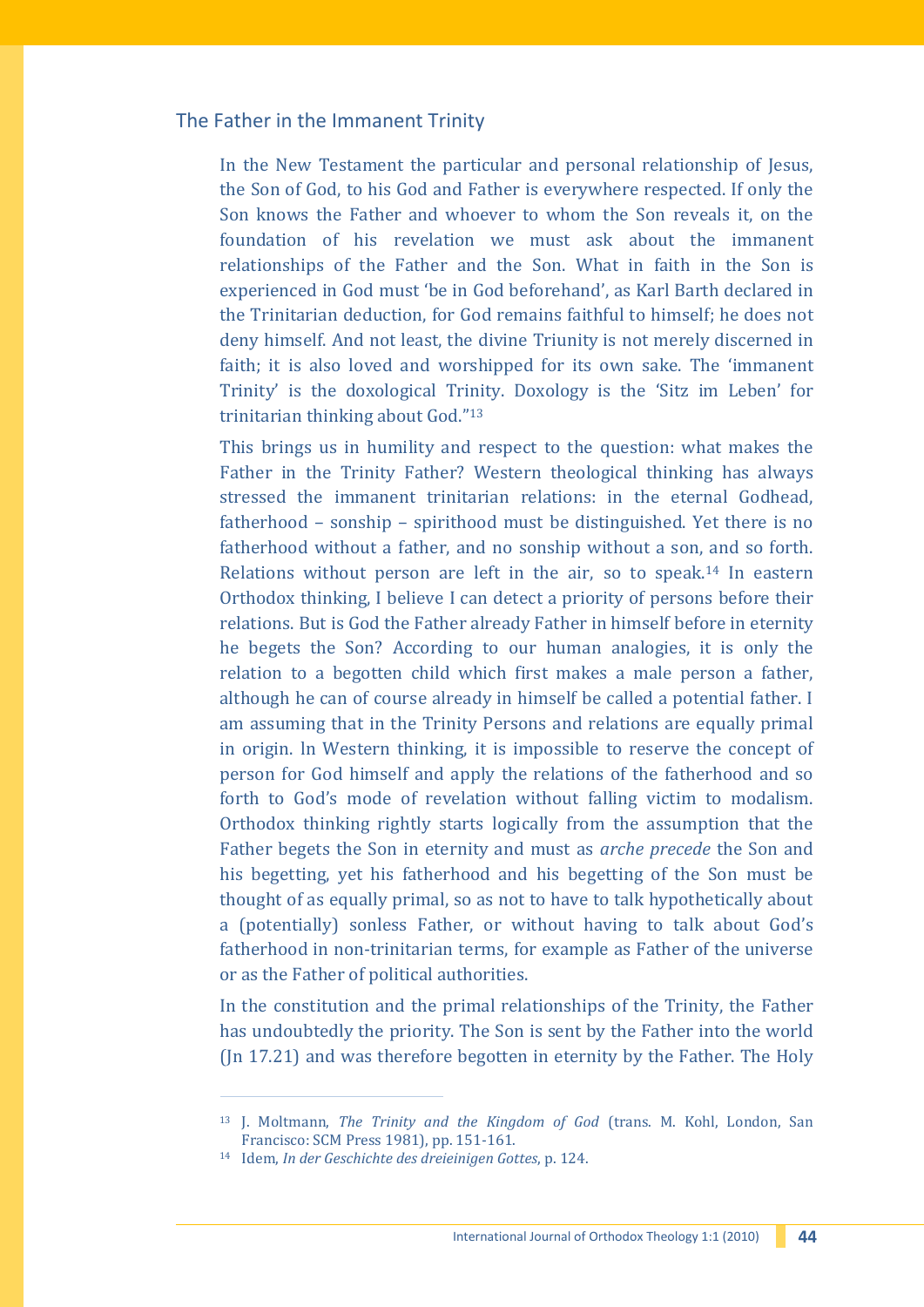## The Father in the Immanent Trinity

In the New Testament the particular and personal relationship of Jesus, the Son of God, to his God and Father is everywhere respected. If only the Son knows the Father and whoever to whom the Son reveals it, on the foundation of his revelation we must ask about the immanent relationships of the Father and the Son. What in faith in the Son is experienced in God must 'be in God beforehand', as Karl Barth declared in the Trinitarian deduction, for God remains faithful to himself; he does not deny himself. And not least, the divine Triunity is not merely discerned in faith; it is also loved and worshipped for its own sake. The 'immanent Trinity' is the doxological Trinity. Doxology is the 'Sitz im Leben' for trinitarian thinking about God."[13]

This brings us in humility and respect to the question: what makes the Father in the Trinity Father? Western theological thinking has always stressed the immanent trinitarian relations: in the eternal Godhead, fatherhood – sonship – spirithood must be distinguished. Yet there is no fatherhood without a father, and no sonship without a son, and so forth. Relations without person are left in the air, so to speak.[14] In eastern Orthodox thinking, I believe I can detect a priority of persons before their relations. But is God the Father already Father in himself before in eternity he begets the Son? According to our human analogies, it is only the relation to a begotten child which first makes a male person a father, although he can of course already in himself be called a potential father. I am assuming that in the Trinity Persons and relations are equally primal in origin. In Western thinking, it is impossible to reserve the concept of person for God himself and apply the relations of the fatherhood and so forth to God's mode of revelation without falling victim to modalism. Orthodox thinking rightly starts logically from the assumption that the Father begets the Son in eternity and must as *arche precede* the Son and his begetting, yet his fatherhood and his begetting of the Son must be thought of as equally primal, so as not to have to talk hypothetically about a (potentially) sonless Father, or without having to talk about God's fatherhood in non-trinitarian terms, for example as Father of the universe or as the Father of political authorities.

In the constitution and the primal relationships of the Trinity, the Father has undoubtedly the priority. The Son is sent by the Father into the world (Jn 17.21) and was therefore begotten in eternity by the Father. The Holy

---

[13] J. Moltmann, *The Trinity and the Kingdom of God* (trans. M. Kohl, London, San Francisco: SCM Press 1981), pp. 151-161.

[14] Idem, *In der Geschichte des dreieinigen Gottes*, p. 124.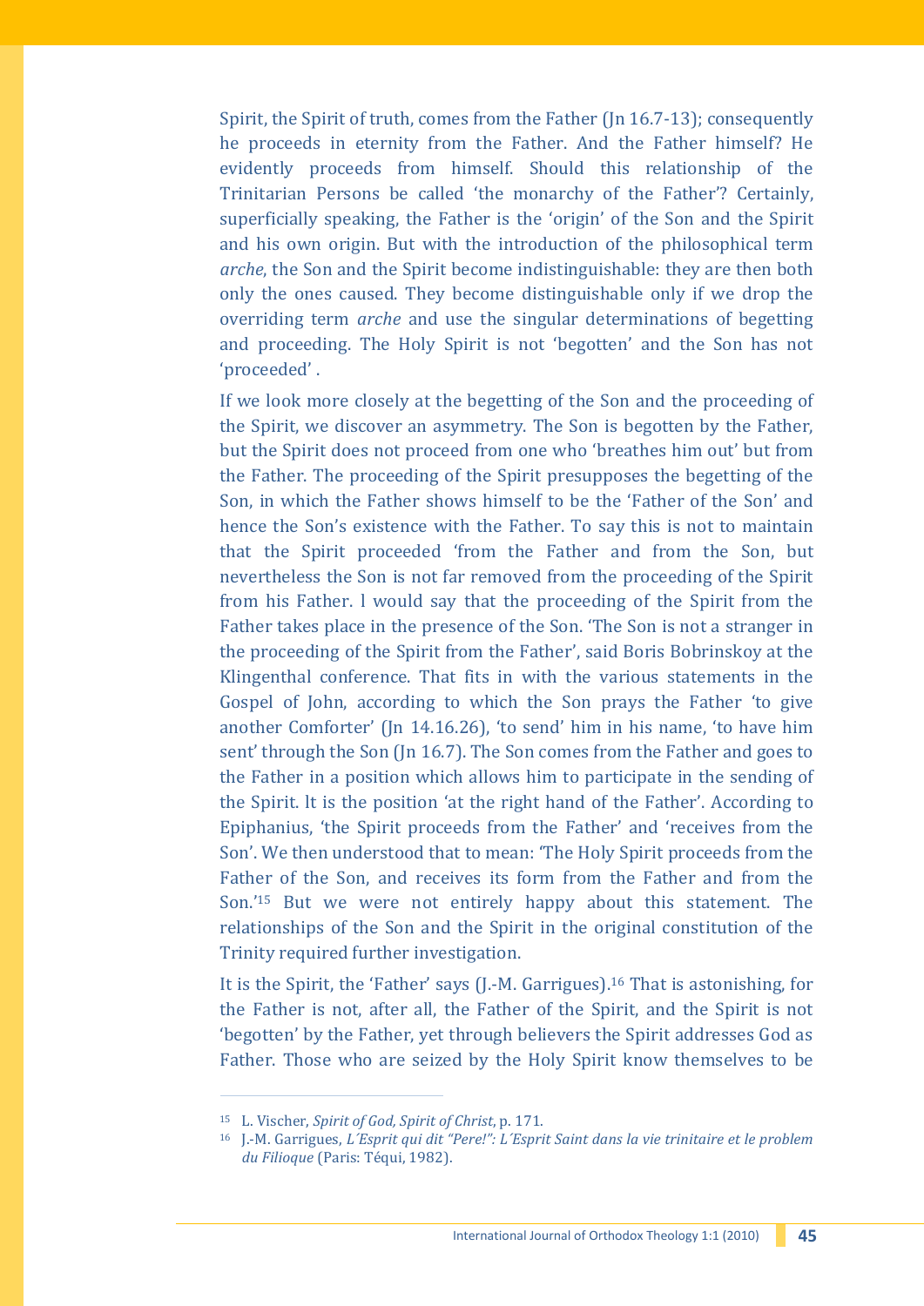Spirit, the Spirit of truth, comes from the Father (Jn 16.7-13); consequently he proceeds in eternity from the Father. And the Father himself? He evidently proceeds from himself. Should this relationship of the Trinitarian Persons be called 'the monarchy of the Father'? Certainly, superficially speaking, the Father is the 'origin' of the Son and the Spirit and his own origin. But with the introduction of the philosophical term *arche*, the Son and the Spirit become indistinguishable: they are then both only the ones caused. They become distinguishable only if we drop the overriding term *arche* and use the singular determinations of begetting and proceeding. The Holy Spirit is not 'begotten' and the Son has not 'proceeded' .

If we look more closely at the begetting of the Son and the proceeding of the Spirit, we discover an asymmetry. The Son is begotten by the Father, but the Spirit does not proceed from one who 'breathes him out' but from the Father. The proceeding of the Spirit presupposes the begetting of the Son, in which the Father shows himself to be the 'Father of the Son' and hence the Son's existence with the Father. To say this is not to maintain that the Spirit proceeded 'from the Father and from the Son, but nevertheless the Son is not far removed from the proceeding of the Spirit from his Father. l would say that the proceeding of the Spirit from the Father takes place in the presence of the Son. 'The Son is not a stranger in the proceeding of the Spirit from the Father', said Boris Bobrinskoy at the Klingenthal conference. That fits in with the various statements in the Gospel of John, according to which the Son prays the Father 'to give another Comforter' (Jn 14.16.26), 'to send' him in his name, 'to have him sent' through the Son (Jn 16.7). The Son comes from the Father and goes to the Father in a position which allows him to participate in the sending of the Spirit. lt is the position 'at the right hand of the Father'. According to Epiphanius, 'the Spirit proceeds from the Father' and 'receives from the Son'. We then understood that to mean: 'The Holy Spirit proceeds from the Father of the Son, and receives its form from the Father and from the Son.'[15] But we were not entirely happy about this statement. The relationships of the Son and the Spirit in the original constitution of the Trinity required further investigation.

It is the Spirit, the 'Father' says (J.-M. Garrigues).[16] That is astonishing, for the Father is not, after all, the Father of the Spirit, and the Spirit is not 'begotten' by the Father, yet through believers the Spirit addresses God as Father. Those who are seized by the Holy Spirit know themselves to be

---

[15] L. Vischer, *Spirit of God, Spirit of Christ*, p. 171.

[16] J.-M. Garrigues, *L´Esprit qui dit "Pere!": L´Esprit Saint dans la vie trinitaire et le problem du Filioque* (Paris: Téqui, 1982).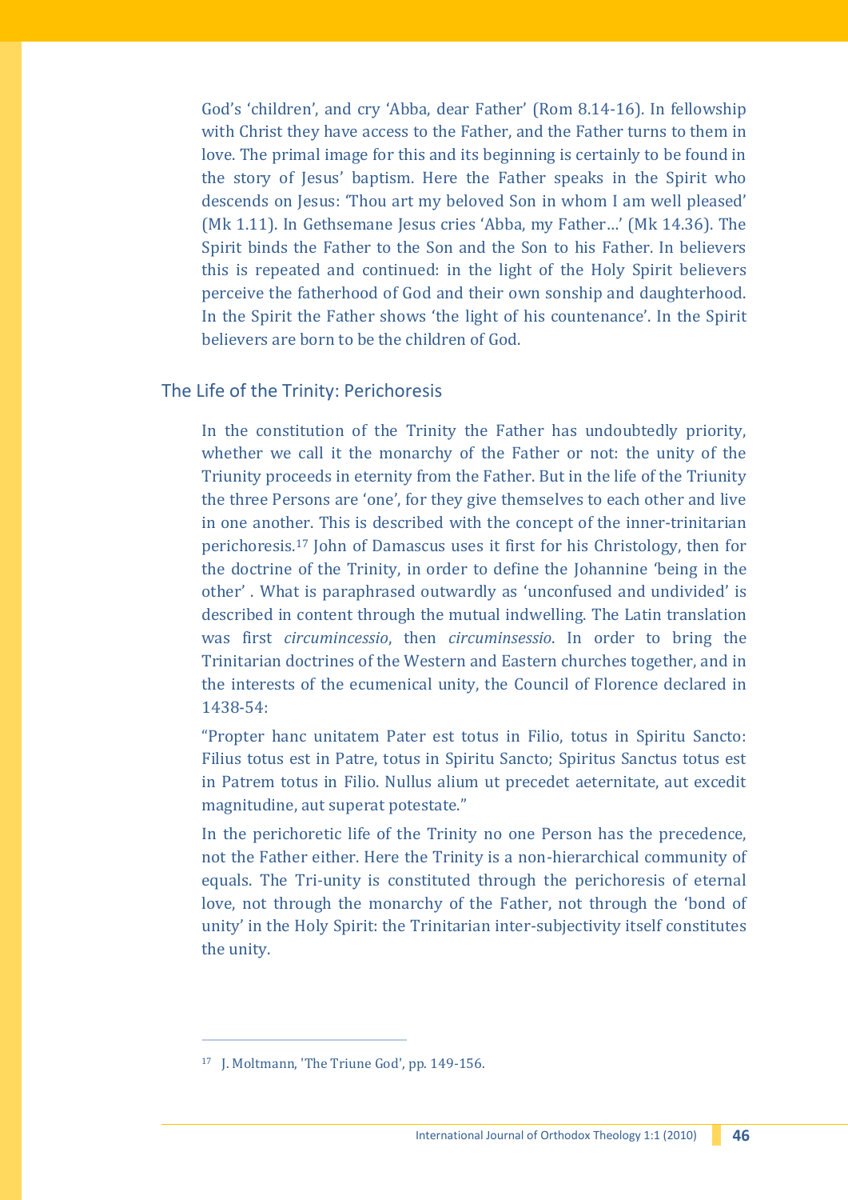God's 'children', and cry 'Abba, dear Father' (Rom 8.14-16). In fellowship with Christ they have access to the Father, and the Father turns to them in love. The primal image for this and its beginning is certainly to be found in the story of Jesus' baptism. Here the Father speaks in the Spirit who descends on Jesus: 'Thou art my beloved Son in whom I am well pleased' (Mk 1.11). In Gethsemane Jesus cries 'Abba, my Father…' (Mk 14.36). The Spirit binds the Father to the Son and the Son to his Father. In believers this is repeated and continued: in the light of the Holy Spirit believers perceive the fatherhood of God and their own sonship and daughterhood. In the Spirit the Father shows 'the light of his countenance'. In the Spirit believers are born to be the children of God.

## The Life of the Trinity: Perichoresis

In the constitution of the Trinity the Father has undoubtedly priority, whether we call it the monarchy of the Father or not: the unity of the Triunity proceeds in eternity from the Father. But in the life of the Triunity the three Persons are 'one', for they give themselves to each other and live in one another. This is described with the concept of the inner-trinitarian perichoresis.[17] John of Damascus uses it first for his Christology, then for the doctrine of the Trinity, in order to define the Johannine 'being in the other' . What is paraphrased outwardly as 'unconfused and undivided' is described in content through the mutual indwelling. The Latin translation was first *circumincessio*, then *circuminsessio*. In order to bring the Trinitarian doctrines of the Western and Eastern churches together, and in the interests of the ecumenical unity, the Council of Florence declared in 1438-54:

"Propter hanc unitatem Pater est totus in Filio, totus in Spiritu Sancto: Filius totus est in Patre, totus in Spiritu Sancto; Spiritus Sanctus totus est in Patrem totus in Filio. Nullus alium ut precedet aeternitate, aut excedit magnitudine, aut superat potestate."

In the perichoretic life of the Trinity no one Person has the precedence, not the Father either. Here the Trinity is a non-hierarchical community of equals. The Tri-unity is constituted through the perichoresis of eternal love, not through the monarchy of the Father, not through the 'bond of unity' in the Holy Spirit: the Trinitarian inter-subjectivity itself constitutes the unity.

---

[17] J. Moltmann, 'The Triune God', pp. 149-156.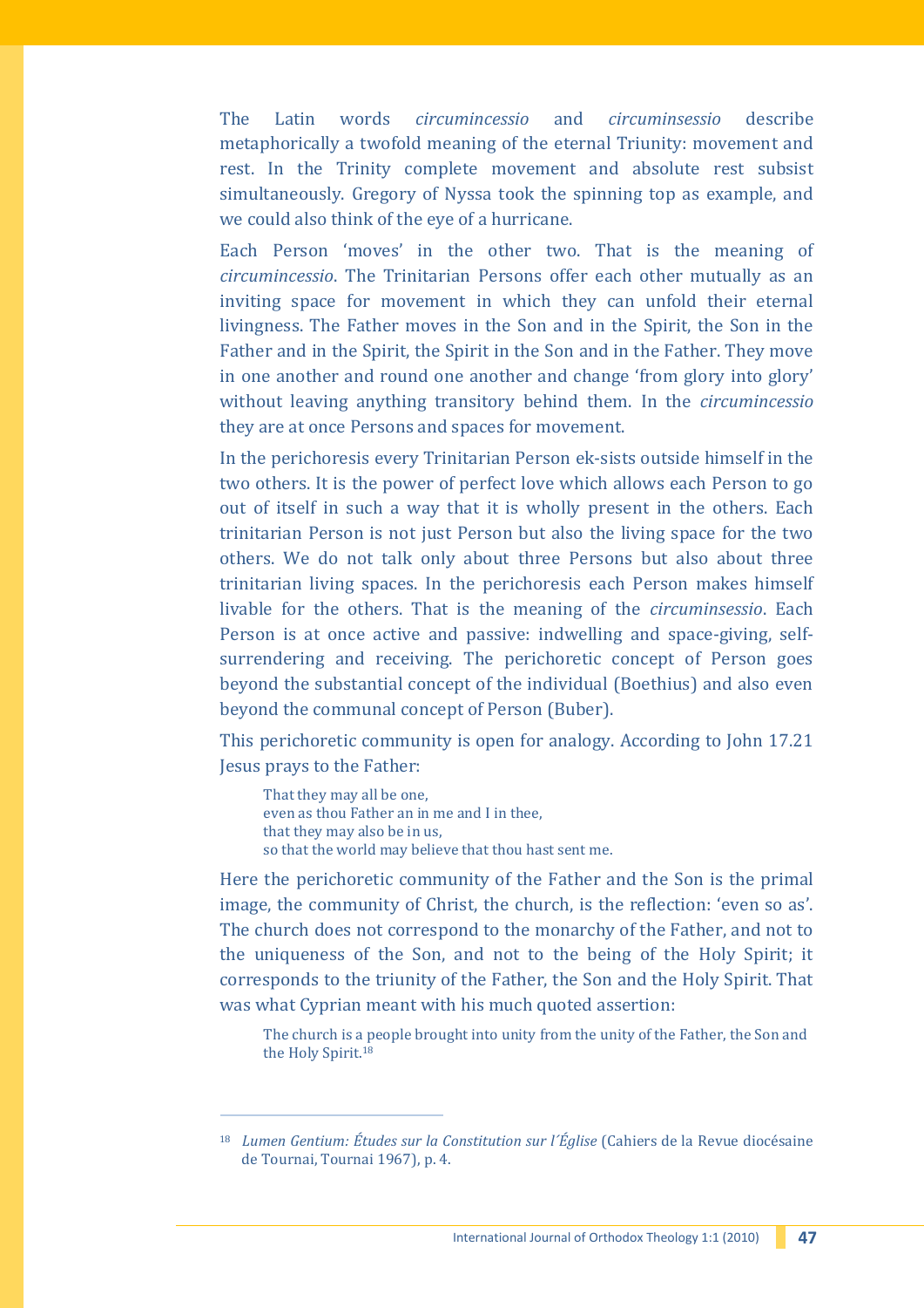The Latin words *circumincessio* and *circuminsessio* describe metaphorically a twofold meaning of the eternal Triunity: movement and rest. In the Trinity complete movement and absolute rest subsist simultaneously. Gregory of Nyssa took the spinning top as example, and we could also think of the eye of a hurricane.

Each Person 'moves' in the other two. That is the meaning of *circumincessio*. The Trinitarian Persons offer each other mutually as an inviting space for movement in which they can unfold their eternal livingness. The Father moves in the Son and in the Spirit, the Son in the Father and in the Spirit, the Spirit in the Son and in the Father. They move in one another and round one another and change 'from glory into glory' without leaving anything transitory behind them. In the *circumincessio* they are at once Persons and spaces for movement.

In the perichoresis every Trinitarian Person ek-sists outside himself in the two others. It is the power of perfect love which allows each Person to go out of itself in such a way that it is wholly present in the others. Each trinitarian Person is not just Person but also the living space for the two others. We do not talk only about three Persons but also about three trinitarian living spaces. In the perichoresis each Person makes himself livable for the others. That is the meaning of the *circuminsessio*. Each Person is at once active and passive: indwelling and space-giving, self-surrendering and receiving. The perichoretic concept of Person goes beyond the substantial concept of the individual (Boethius) and also even beyond the communal concept of Person (Buber).

This perichoretic community is open for analogy. According to John 17.21 Jesus prays to the Father:

> That they may all be one,
> even as thou Father an in me and I in thee,
> that they may also be in us,
> so that the world may believe that thou hast sent me.

Here the perichoretic community of the Father and the Son is the primal image, the community of Christ, the church, is the reflection: 'even so as'. The church does not correspond to the monarchy of the Father, and not to the uniqueness of the Son, and not to the being of the Holy Spirit; it corresponds to the triunity of the Father, the Son and the Holy Spirit. That was what Cyprian meant with his much quoted assertion:

> The church is a people brought into unity from the unity of the Father, the Son and the Holy Spirit.[18]

---

[18] *Lumen Gentium: Études sur la Constitution sur l´Église* (Cahiers de la Revue diocésaine de Tournai, Tournai 1967), p. 4.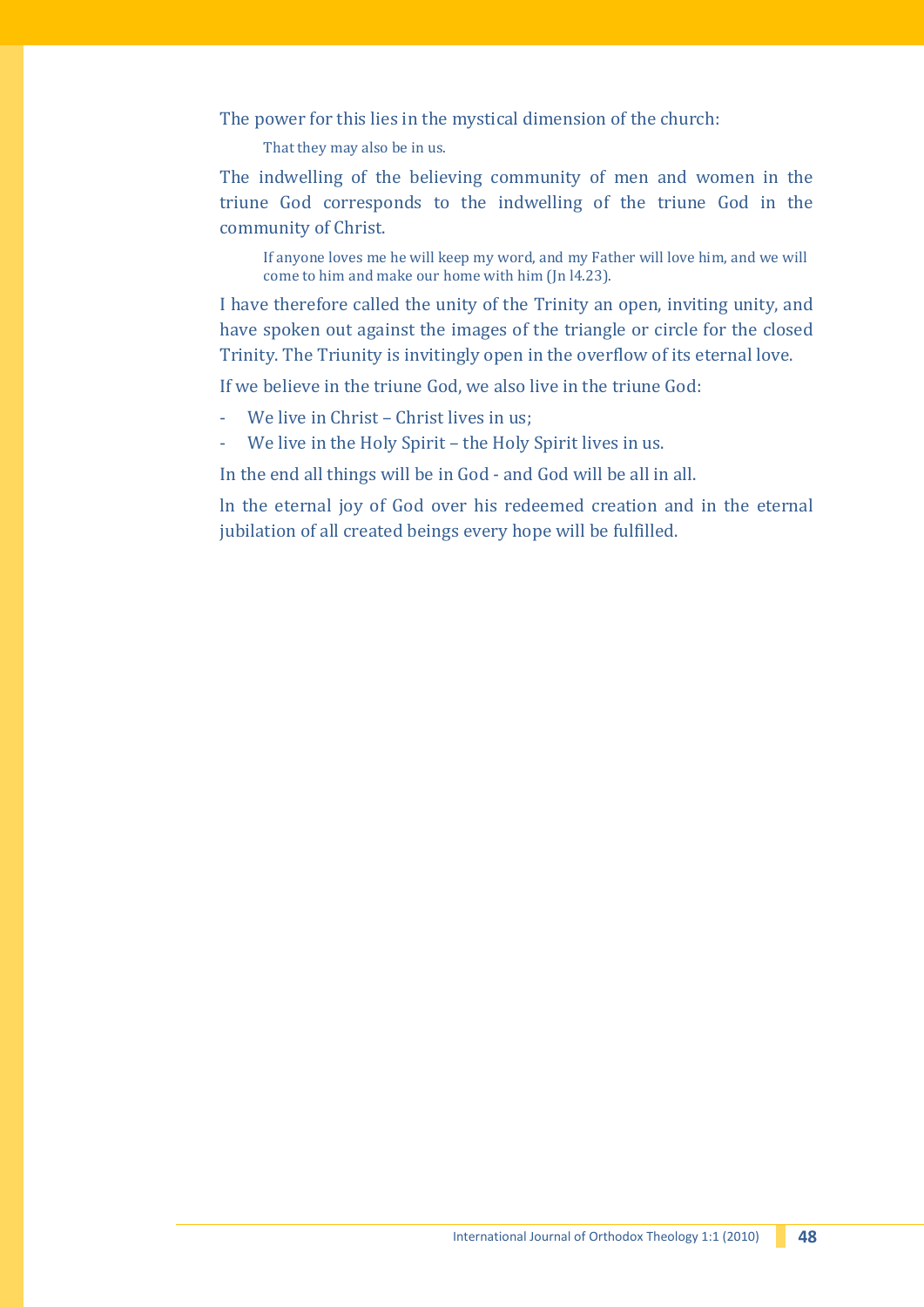The power for this lies in the mystical dimension of the church:

> That they may also be in us.

The indwelling of the believing community of men and women in the triune God corresponds to the indwelling of the triune God in the community of Christ.

> If anyone loves me he will keep my word, and my Father will love him, and we will come to him and make our home with him (Jn l4.23).

I have therefore called the unity of the Trinity an open, inviting unity, and have spoken out against the images of the triangle or circle for the closed Trinity. The Triunity is invitingly open in the overflow of its eternal love.

If we believe in the triune God, we also live in the triune God:

- We live in Christ – Christ lives in us;
- We live in the Holy Spirit – the Holy Spirit lives in us.

In the end all things will be in God - and God will be all in all.

ln the eternal joy of God over his redeemed creation and in the eternal jubilation of all created beings every hope will be fulfilled.